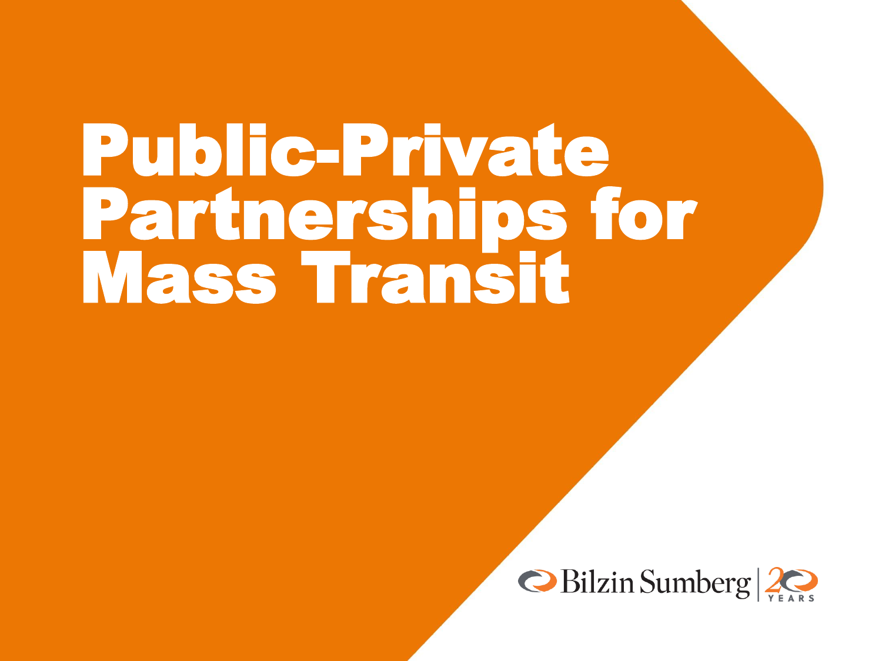# Public-Private Partnerships for Mass Transit

Bilzin Sumberg | 20 YEARS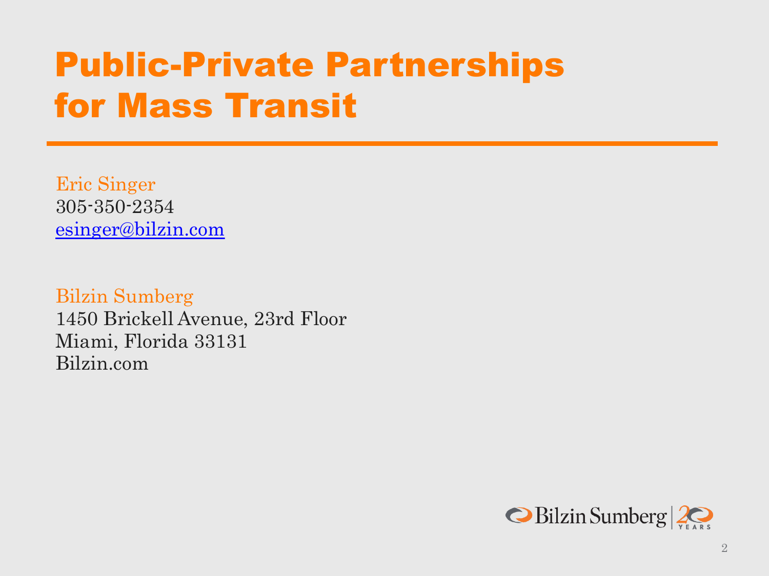# Public-Private Partnerships for Mass Transit

Eric Singer
305-350-2354
esinger@bilzin.com

Bilzin Sumberg
1450 Brickell Avenue, 23rd Floor
Miami, Florida 33131
Bilzin.com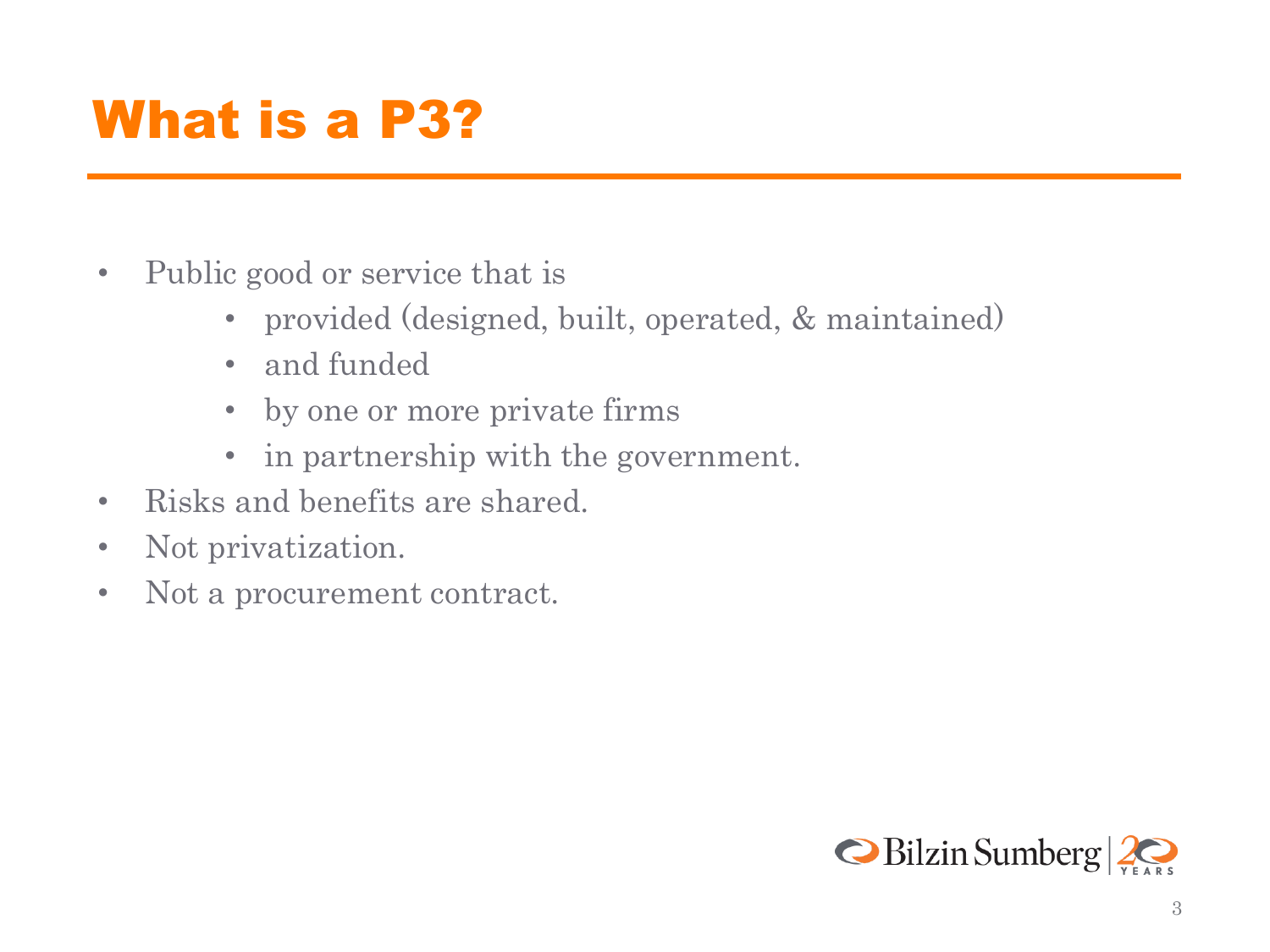# What is a P3?

- Public good or service that is
  - provided (designed, built, operated, & maintained)
  - and funded
  - by one or more private firms
  - in partnership with the government.
- Risks and benefits are shared.
- Not privatization.
- Not a procurement contract.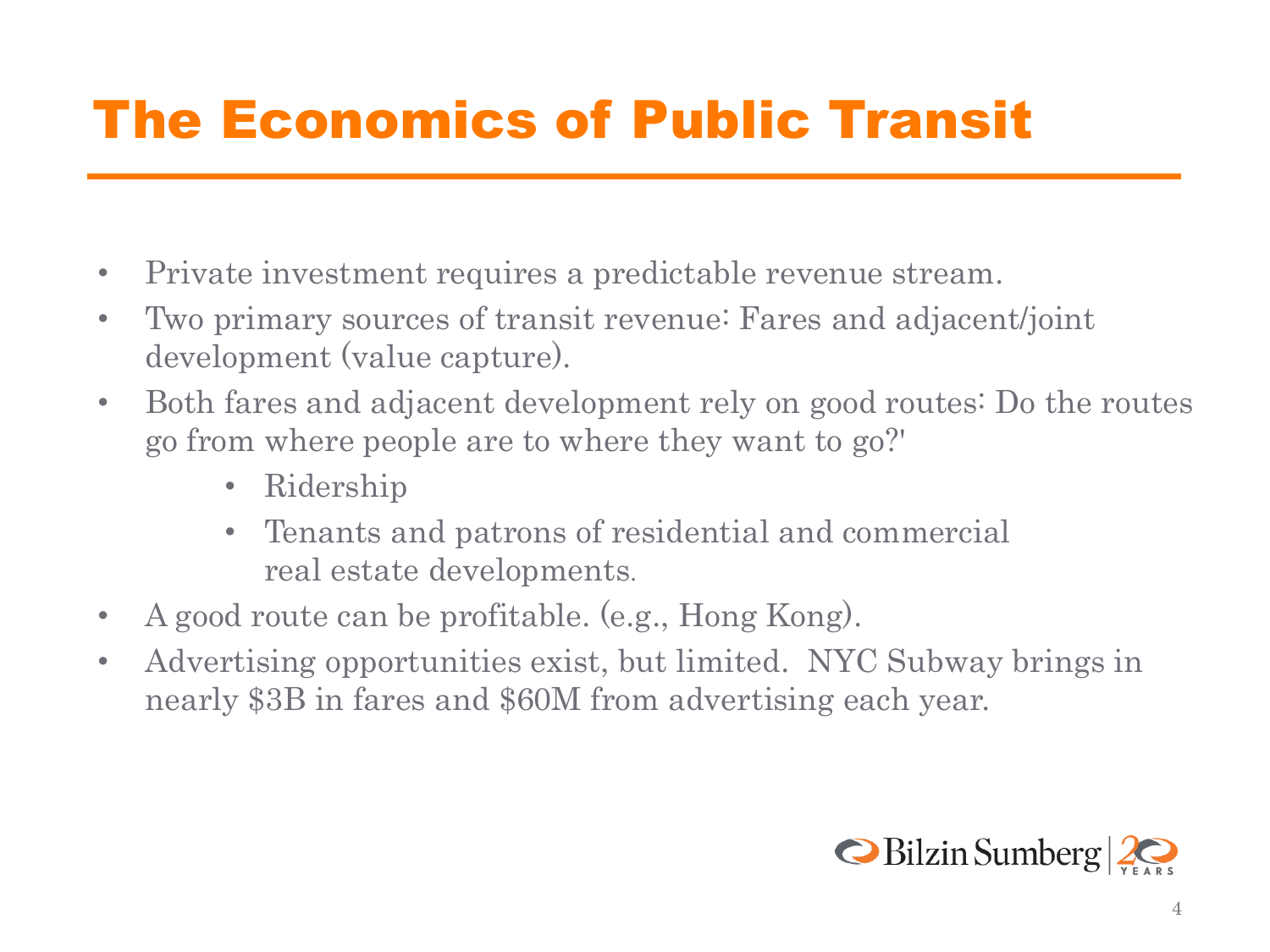# The Economics of Public Transit

- Private investment requires a predictable revenue stream.
- Two primary sources of transit revenue: Fares and adjacent/joint development (value capture).
- Both fares and adjacent development rely on good routes: Do the routes go from where people are to where they want to go?'
  - Ridership
  - Tenants and patrons of residential and commercial real estate developments.
- A good route can be profitable. (e.g., Hong Kong).
- Advertising opportunities exist, but limited. NYC Subway brings in nearly $3B in fares and $60M from advertising each year.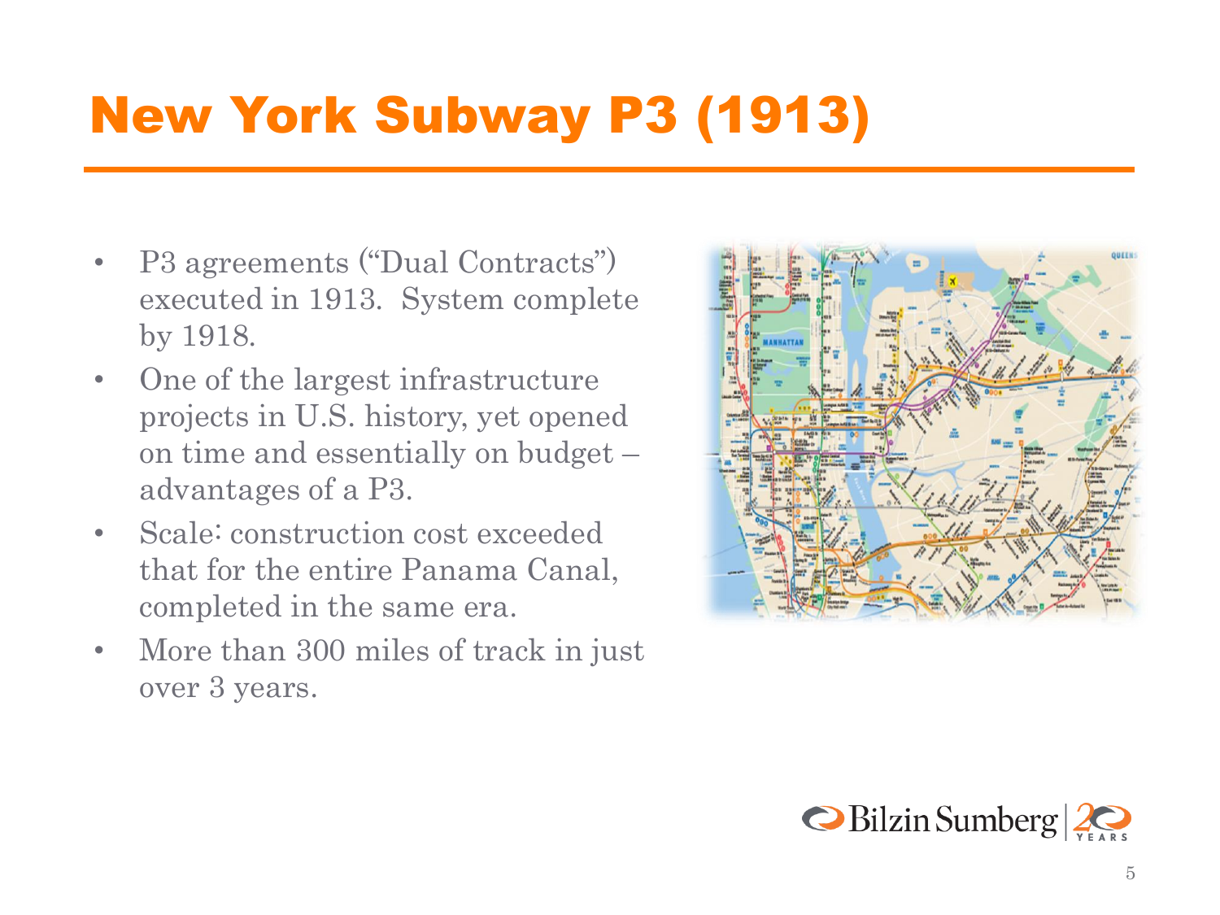# New York Subway P3 (1913)

- P3 agreements ("Dual Contracts") executed in 1913. System complete by 1918.
- One of the largest infrastructure projects in U.S. history, yet opened on time and essentially on budget – advantages of a P3.
- Scale: construction cost exceeded that for the entire Panama Canal, completed in the same era.
- More than 300 miles of track in just over 3 years.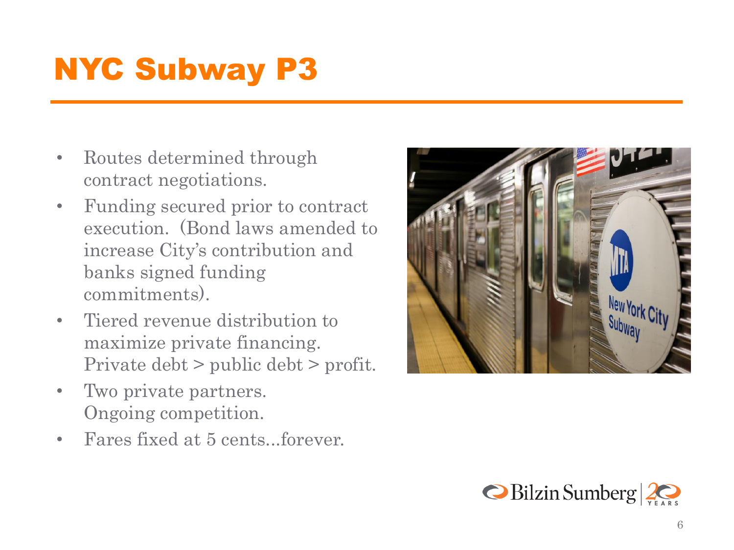# NYC Subway P3

- Routes determined through contract negotiations.
- Funding secured prior to contract execution. (Bond laws amended to increase City's contribution and banks signed funding commitments).
- Tiered revenue distribution to maximize private financing. Private debt > public debt > profit.
- Two private partners. Ongoing competition.
- Fares fixed at 5 cents...forever.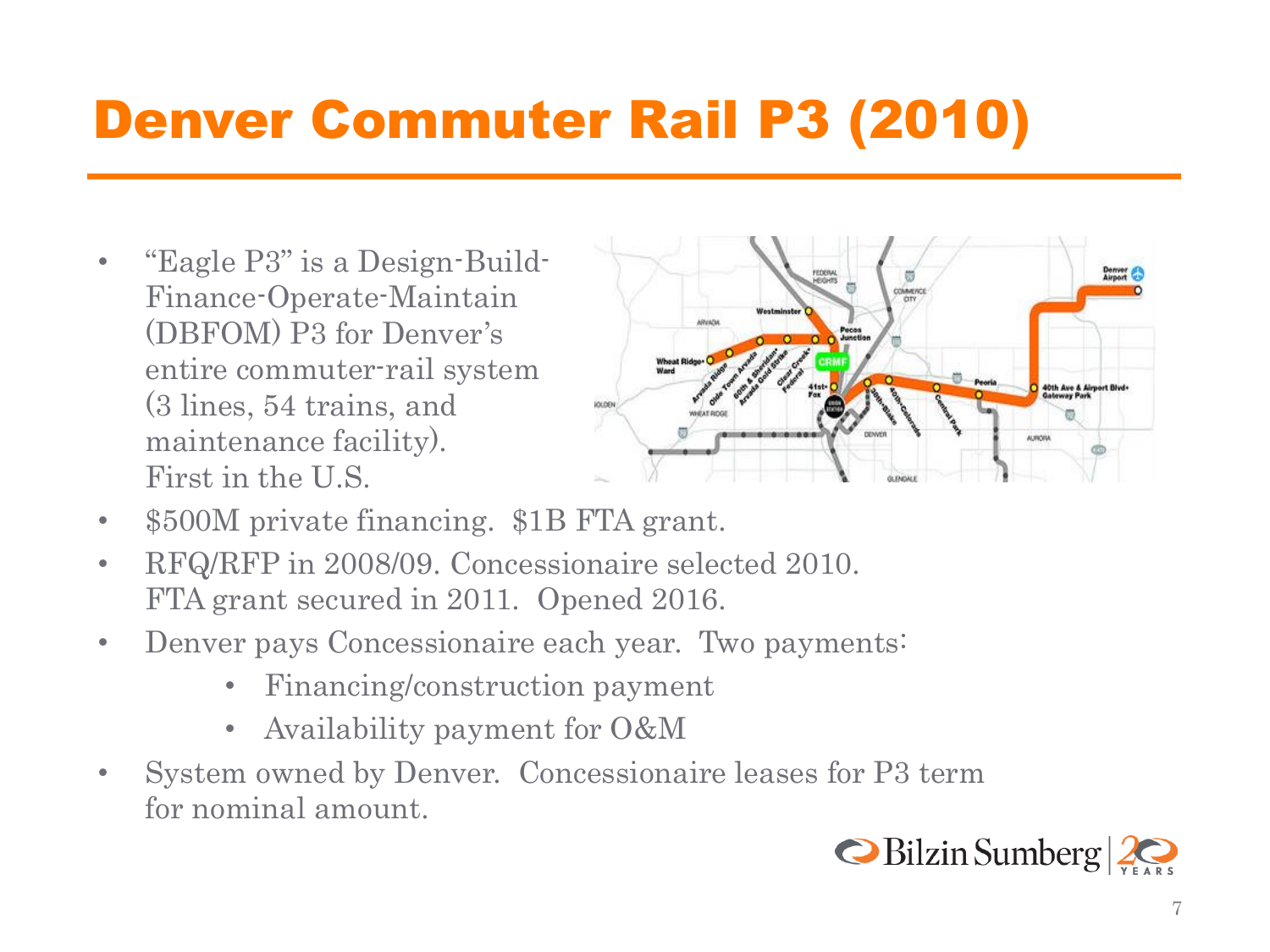# Denver Commuter Rail P3 (2010)

- "Eagle P3" is a Design-Build-Finance-Operate-Maintain (DBFOM) P3 for Denver's entire commuter-rail system (3 lines, 54 trains, and maintenance facility). First in the U.S.
- \$500M private financing. \$1B FTA grant.
- RFQ/RFP in 2008/09. Concessionaire selected 2010. FTA grant secured in 2011. Opened 2016.
- Denver pays Concessionaire each year. Two payments:
  - Financing/construction payment
  - Availability payment for O&M
- System owned by Denver. Concessionaire leases for P3 term for nominal amount.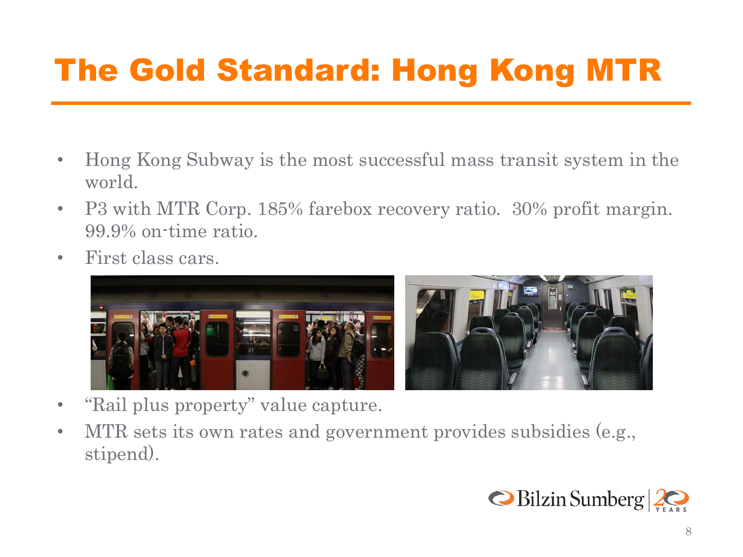# The Gold Standard: Hong Kong MTR

- Hong Kong Subway is the most successful mass transit system in the world.
- P3 with MTR Corp. 185% farebox recovery ratio. 30% profit margin. 99.9% on-time ratio.
- First class cars.
- "Rail plus property" value capture.
- MTR sets its own rates and government provides subsidies (e.g., stipend).